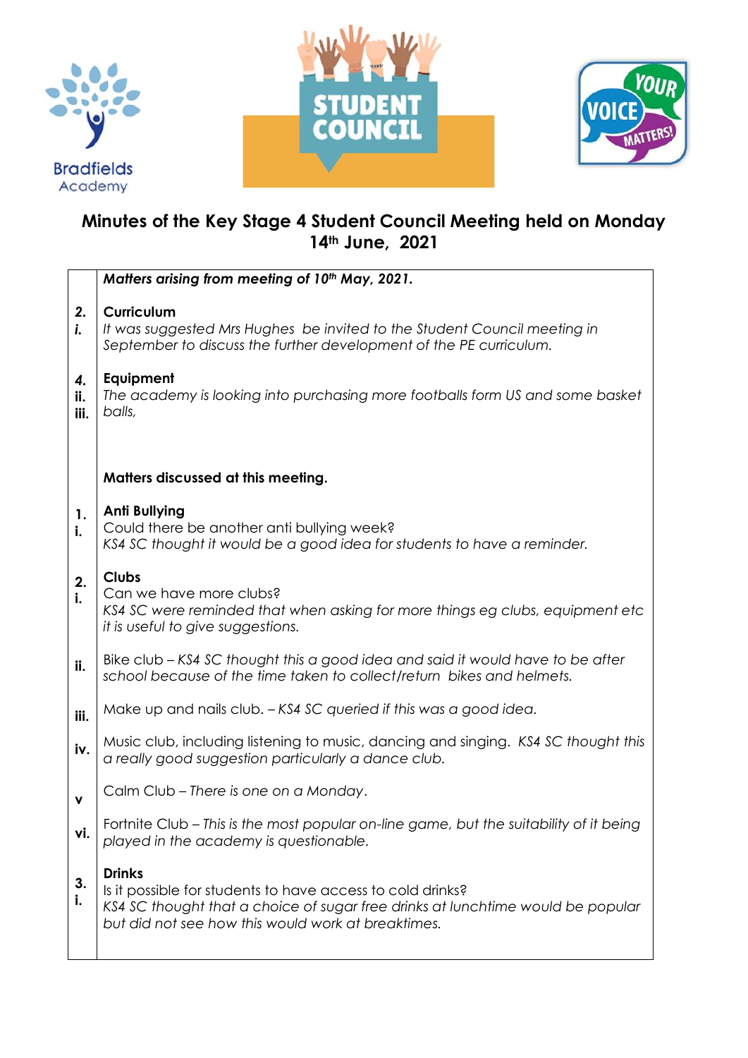Bradfields Academy

STUDENT COUNCIL

YOUR VOICE MATTERS!

# Minutes of the Key Stage 4 Student Council Meeting held on Monday 14th June, 2021

***Matters arising from meeting of 10th May, 2021.***

**2. i. Curriculum**

*It was suggested Mrs Hughes be invited to the Student Council meeting in September to discuss the further development of the PE curriculum.*

**4. ii. iii. Equipment**

*The academy is looking into purchasing more footballs form US and some basket balls,*

**Matters discussed at this meeting.**

**1. i. Anti Bullying**

Could there be another anti bullying week?

*KS4 SC thought it would be a good idea for students to have a reminder.*

**2. i. Clubs**

Can we have more clubs?

*KS4 SC were reminded that when asking for more things eg clubs, equipment etc it is useful to give suggestions.*

**ii.** Bike club – *KS4 SC thought this a good idea and said it would have to be after school because of the time taken to collect/return bikes and helmets.*

**iii.** Make up and nails club. – *KS4 SC queried if this was a good idea.*

**iv.** Music club, including listening to music, dancing and singing. *KS4 SC thought this a really good suggestion particularly a dance club.*

**v** Calm Club – *There is one on a Monday*.

**vi.** Fortnite Club – *This is the most popular on-line game, but the suitability of it being played in the academy is questionable.*

**3. i. Drinks**

Is it possible for students to have access to cold drinks?

*KS4 SC thought that a choice of sugar free drinks at lunchtime would be popular but did not see how this would work at breaktimes.*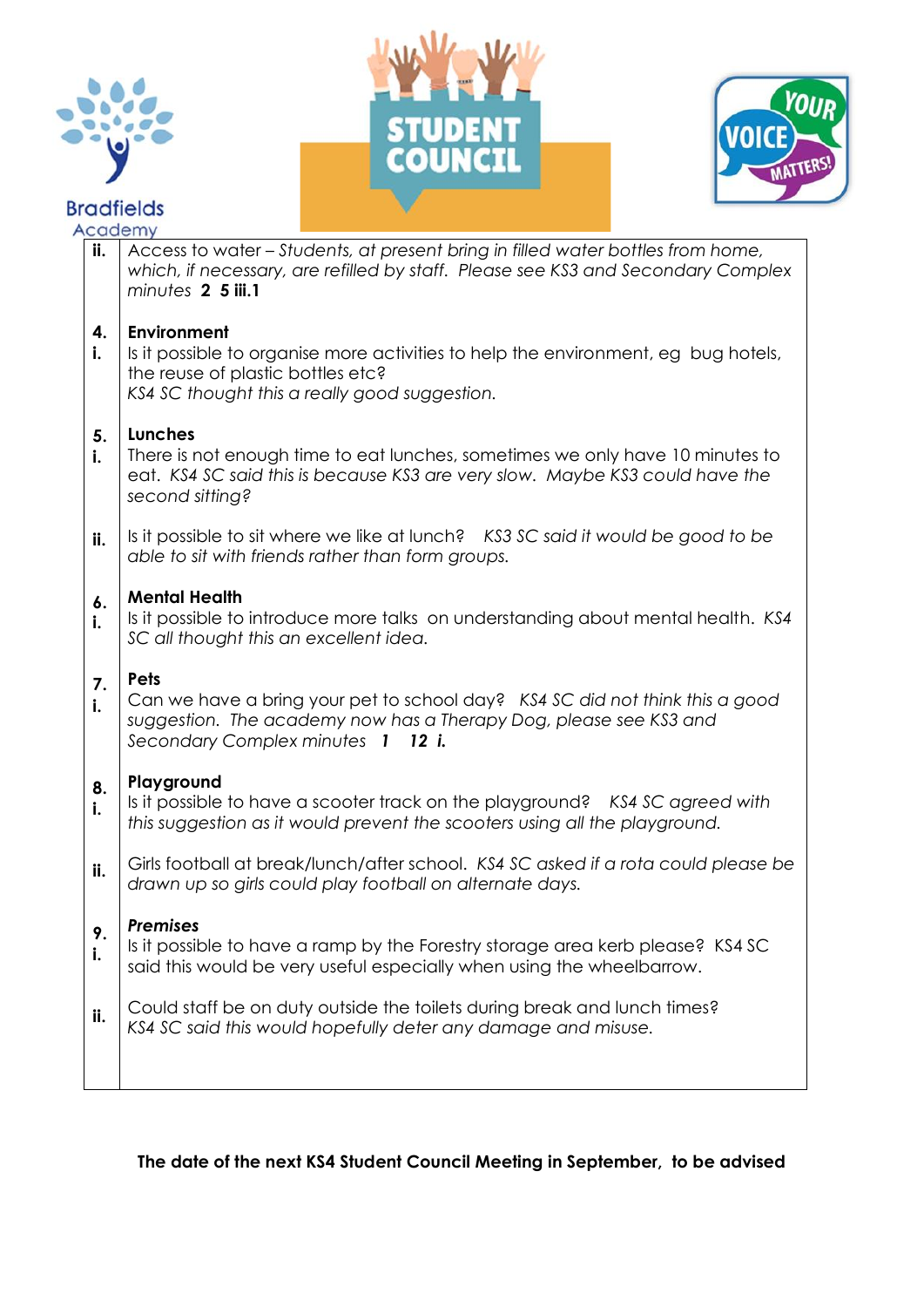Bradfields Academy

STUDENT COUNCIL

YOUR VOICE MATTERS!

| | |
|---|---|
| **ii.** | Access to water – *Students, at present bring in filled water bottles from home, which, if necessary, are refilled by staff. Please see KS3 and Secondary Complex minutes* **2 5 iii.1** |
| **4. i.** | **Environment**<br>Is it possible to organise more activities to help the environment, eg bug hotels, the reuse of plastic bottles etc?<br>*KS4 SC thought this a really good suggestion.* |
| **5. i.** | **Lunches**<br>There is not enough time to eat lunches, sometimes we only have 10 minutes to eat. *KS4 SC said this is because KS3 are very slow. Maybe KS3 could have the second sitting?* |
| **ii.** | Is it possible to sit where we like at lunch? *KS3 SC said it would be good to be able to sit with friends rather than form groups.* |
| **6. i.** | **Mental Health**<br>Is it possible to introduce more talks on understanding about mental health. *KS4 SC all thought this an excellent idea.* |
| **7. i.** | **Pets**<br>Can we have a bring your pet to school day? *KS4 SC did not think this a good suggestion. The academy now has a Therapy Dog, please see KS3 and Secondary Complex minutes* ***1 12 i.*** |
| **8. i.** | **Playground**<br>Is it possible to have a scooter track on the playground? *KS4 SC agreed with this suggestion as it would prevent the scooters using all the playground.* |
| **ii.** | Girls football at break/lunch/after school. *KS4 SC asked if a rota could please be drawn up so girls could play football on alternate days.* |
| **9. i.** | ***Premises***<br>Is it possible to have a ramp by the Forestry storage area kerb please? KS4 SC said this would be very useful especially when using the wheelbarrow. |
| **ii.** | Could staff be on duty outside the toilets during break and lunch times?<br>*KS4 SC said this would hopefully deter any damage and misuse.* |

**The date of the next KS4 Student Council Meeting in September, to be advised**